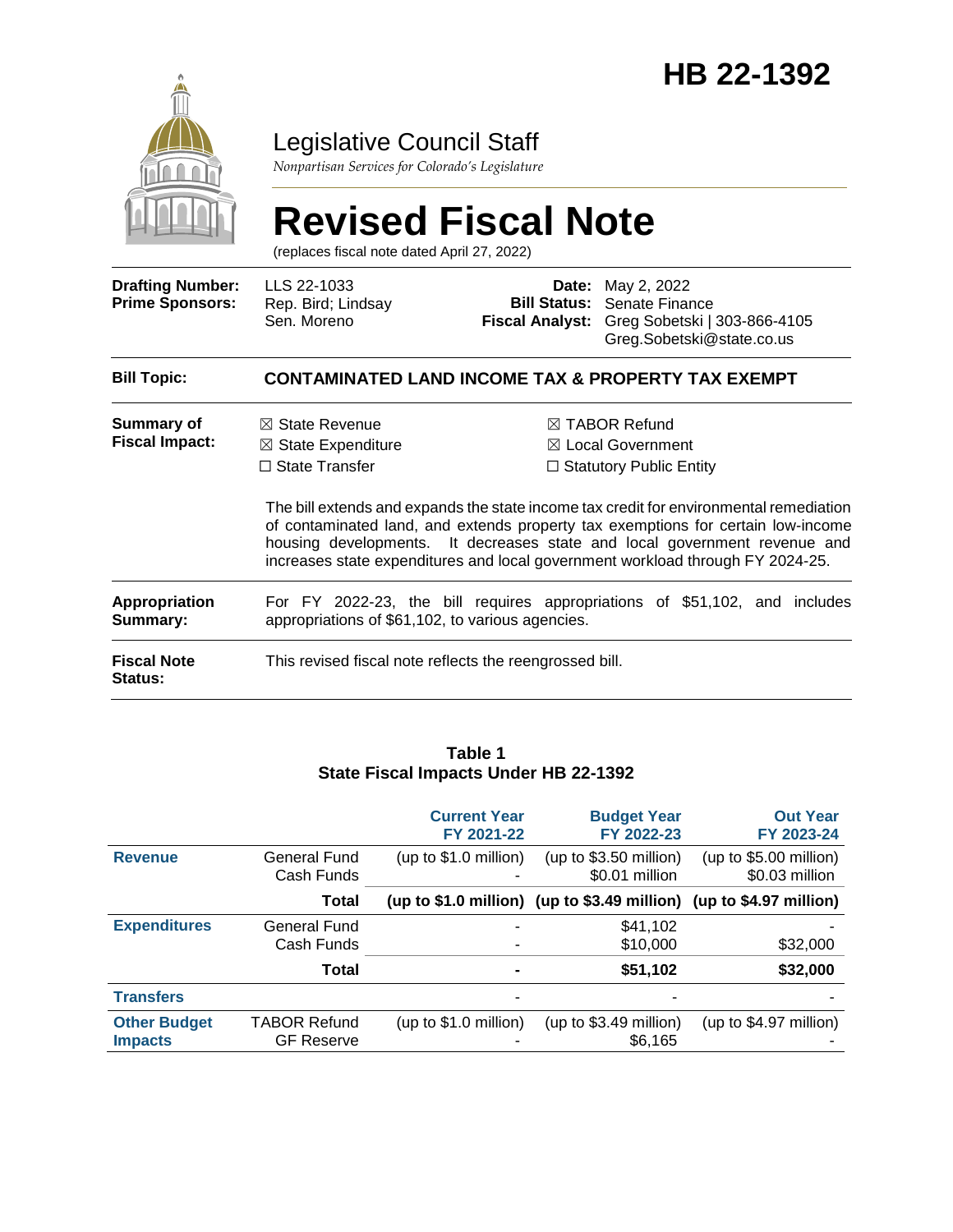# HB 22-1392

## Legislative Council Staff

*Nonpartisan Services for Colorado's Legislature*

# Revised Fiscal Note

(replaces fiscal note dated April 27, 2022)

| | | | |
|---|---|---|---|
| **Drafting Number:** | LLS 22-1033 | **Date:** | May 2, 2022 |
| **Prime Sponsors:** | Rep. Bird; Lindsay<br>Sen. Moreno | **Bill Status:** | Senate Finance |
| | | **Fiscal Analyst:** | Greg Sobetski \| 303-866-4105<br>Greg.Sobetski@state.co.us |

**Bill Topic:** **CONTAMINATED LAND INCOME TAX & PROPERTY TAX EXEMPT**

**Summary of Fiscal Impact:**

☒ State Revenue
☒ State Expenditure
☐ State Transfer
☒ TABOR Refund
☒ Local Government
☐ Statutory Public Entity

The bill extends and expands the state income tax credit for environmental remediation of contaminated land, and extends property tax exemptions for certain low-income housing developments. It decreases state and local government revenue and increases state expenditures and local government workload through FY 2024-25.

**Appropriation Summary:** For FY 2022-23, the bill requires appropriations of $51,102, and includes appropriations of $61,102, to various agencies.

**Fiscal Note Status:** This revised fiscal note reflects the reengrossed bill.

**Table 1**
**State Fiscal Impacts Under HB 22-1392**

| | | Current Year<br>FY 2021-22 | Budget Year<br>FY 2022-23 | Out Year<br>FY 2023-24 |
|---|---|---|---|---|
| **Revenue** | General Fund | (up to $1.0 million) | (up to $3.50 million) | (up to $5.00 million) |
| | Cash Funds | - | $0.01 million | $0.03 million |
| | **Total** | **(up to $1.0 million)** | **(up to $3.49 million)** | **(up to $4.97 million)** |
| **Expenditures** | General Fund | - | $41,102 | - |
| | Cash Funds | - | $10,000 | $32,000 |
| | **Total** | **-** | **$51,102** | **$32,000** |
| **Transfers** | | - | - | - |
| **Other Budget Impacts** | TABOR Refund | (up to $1.0 million) | (up to $3.49 million) | (up to $4.97 million) |
| | GF Reserve | - | $6,165 | - |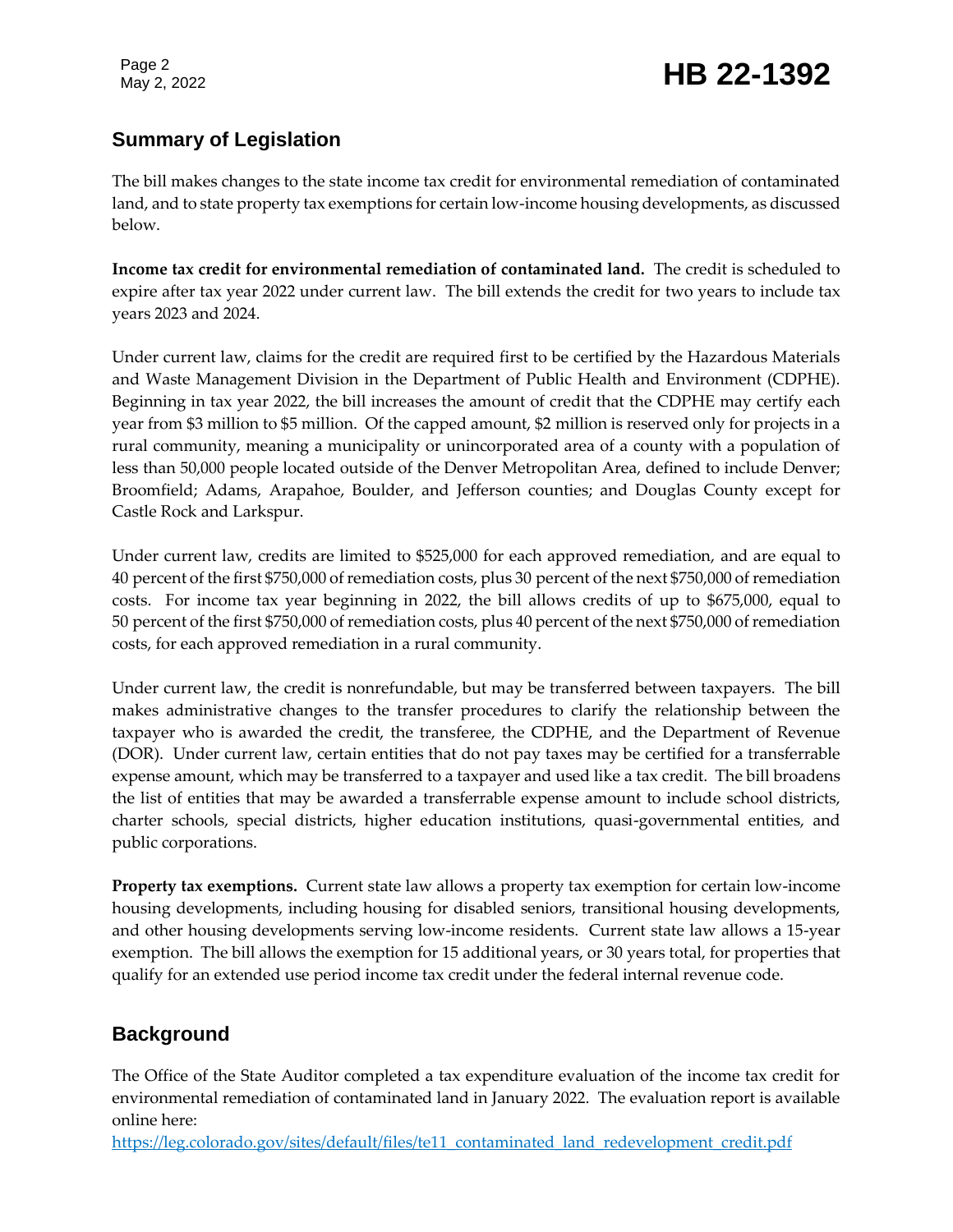## Summary of Legislation

The bill makes changes to the state income tax credit for environmental remediation of contaminated land, and to state property tax exemptions for certain low-income housing developments, as discussed below.

**Income tax credit for environmental remediation of contaminated land.** The credit is scheduled to expire after tax year 2022 under current law. The bill extends the credit for two years to include tax years 2023 and 2024.

Under current law, claims for the credit are required first to be certified by the Hazardous Materials and Waste Management Division in the Department of Public Health and Environment (CDPHE). Beginning in tax year 2022, the bill increases the amount of credit that the CDPHE may certify each year from $3 million to $5 million. Of the capped amount, $2 million is reserved only for projects in a rural community, meaning a municipality or unincorporated area of a county with a population of less than 50,000 people located outside of the Denver Metropolitan Area, defined to include Denver; Broomfield; Adams, Arapahoe, Boulder, and Jefferson counties; and Douglas County except for Castle Rock and Larkspur.

Under current law, credits are limited to $525,000 for each approved remediation, and are equal to 40 percent of the first $750,000 of remediation costs, plus 30 percent of the next $750,000 of remediation costs. For income tax year beginning in 2022, the bill allows credits of up to $675,000, equal to 50 percent of the first $750,000 of remediation costs, plus 40 percent of the next $750,000 of remediation costs, for each approved remediation in a rural community.

Under current law, the credit is nonrefundable, but may be transferred between taxpayers. The bill makes administrative changes to the transfer procedures to clarify the relationship between the taxpayer who is awarded the credit, the transferee, the CDPHE, and the Department of Revenue (DOR). Under current law, certain entities that do not pay taxes may be certified for a transferrable expense amount, which may be transferred to a taxpayer and used like a tax credit. The bill broadens the list of entities that may be awarded a transferrable expense amount to include school districts, charter schools, special districts, higher education institutions, quasi-governmental entities, and public corporations.

**Property tax exemptions.** Current state law allows a property tax exemption for certain low-income housing developments, including housing for disabled seniors, transitional housing developments, and other housing developments serving low-income residents. Current state law allows a 15-year exemption. The bill allows the exemption for 15 additional years, or 30 years total, for properties that qualify for an extended use period income tax credit under the federal internal revenue code.

## Background

The Office of the State Auditor completed a tax expenditure evaluation of the income tax credit for environmental remediation of contaminated land in January 2022. The evaluation report is available online here:
https://leg.colorado.gov/sites/default/files/te11_contaminated_land_redevelopment_credit.pdf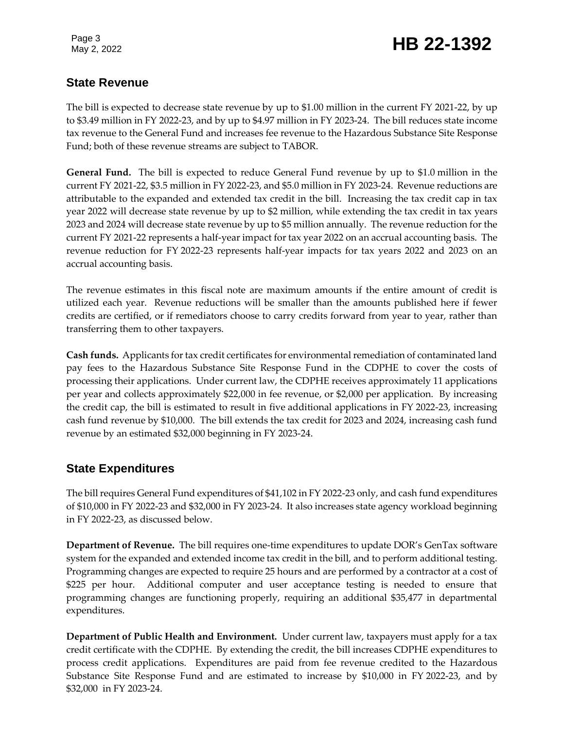## State Revenue

The bill is expected to decrease state revenue by up to $1.00 million in the current FY 2021-22, by up to $3.49 million in FY 2022-23, and by up to $4.97 million in FY 2023-24. The bill reduces state income tax revenue to the General Fund and increases fee revenue to the Hazardous Substance Site Response Fund; both of these revenue streams are subject to TABOR.

**General Fund.** The bill is expected to reduce General Fund revenue by up to $1.0 million in the current FY 2021-22, $3.5 million in FY 2022-23, and $5.0 million in FY 2023-24. Revenue reductions are attributable to the expanded and extended tax credit in the bill. Increasing the tax credit cap in tax year 2022 will decrease state revenue by up to $2 million, while extending the tax credit in tax years 2023 and 2024 will decrease state revenue by up to $5 million annually. The revenue reduction for the current FY 2021-22 represents a half-year impact for tax year 2022 on an accrual accounting basis. The revenue reduction for FY 2022-23 represents half-year impacts for tax years 2022 and 2023 on an accrual accounting basis.

The revenue estimates in this fiscal note are maximum amounts if the entire amount of credit is utilized each year. Revenue reductions will be smaller than the amounts published here if fewer credits are certified, or if remediators choose to carry credits forward from year to year, rather than transferring them to other taxpayers.

**Cash funds.** Applicants for tax credit certificates for environmental remediation of contaminated land pay fees to the Hazardous Substance Site Response Fund in the CDPHE to cover the costs of processing their applications. Under current law, the CDPHE receives approximately 11 applications per year and collects approximately $22,000 in fee revenue, or $2,000 per application. By increasing the credit cap, the bill is estimated to result in five additional applications in FY 2022-23, increasing cash fund revenue by $10,000. The bill extends the tax credit for 2023 and 2024, increasing cash fund revenue by an estimated $32,000 beginning in FY 2023-24.

## State Expenditures

The bill requires General Fund expenditures of $41,102 in FY 2022-23 only, and cash fund expenditures of $10,000 in FY 2022-23 and $32,000 in FY 2023-24. It also increases state agency workload beginning in FY 2022-23, as discussed below.

**Department of Revenue.** The bill requires one-time expenditures to update DOR's GenTax software system for the expanded and extended income tax credit in the bill, and to perform additional testing. Programming changes are expected to require 25 hours and are performed by a contractor at a cost of $225 per hour. Additional computer and user acceptance testing is needed to ensure that programming changes are functioning properly, requiring an additional $35,477 in departmental expenditures.

**Department of Public Health and Environment.** Under current law, taxpayers must apply for a tax credit certificate with the CDPHE. By extending the credit, the bill increases CDPHE expenditures to process credit applications. Expenditures are paid from fee revenue credited to the Hazardous Substance Site Response Fund and are estimated to increase by $10,000 in FY 2022-23, and by $32,000 in FY 2023-24.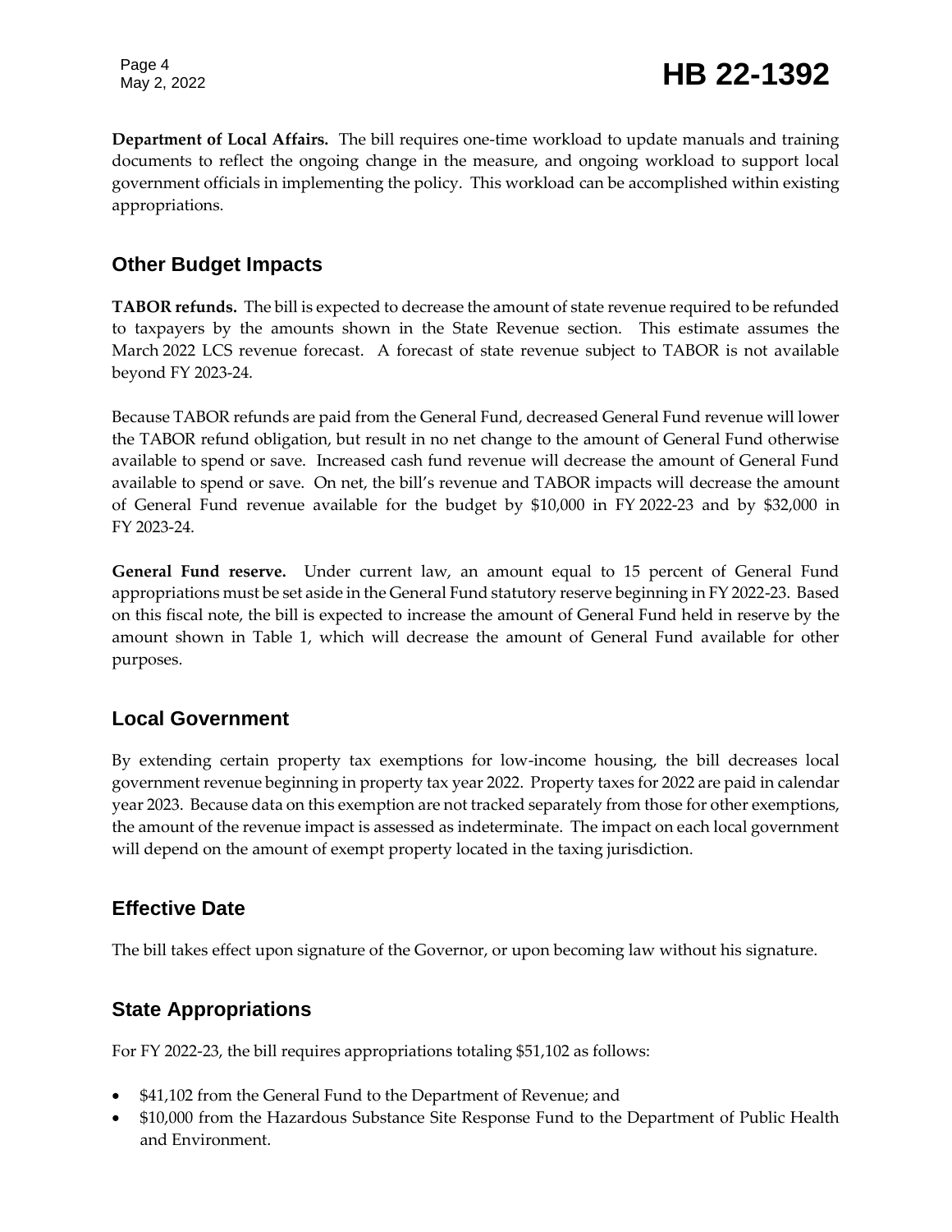**Department of Local Affairs.** The bill requires one-time workload to update manuals and training documents to reflect the ongoing change in the measure, and ongoing workload to support local government officials in implementing the policy. This workload can be accomplished within existing appropriations.

## Other Budget Impacts

**TABOR refunds.** The bill is expected to decrease the amount of state revenue required to be refunded to taxpayers by the amounts shown in the State Revenue section. This estimate assumes the March 2022 LCS revenue forecast. A forecast of state revenue subject to TABOR is not available beyond FY 2023-24.

Because TABOR refunds are paid from the General Fund, decreased General Fund revenue will lower the TABOR refund obligation, but result in no net change to the amount of General Fund otherwise available to spend or save. Increased cash fund revenue will decrease the amount of General Fund available to spend or save. On net, the bill's revenue and TABOR impacts will decrease the amount of General Fund revenue available for the budget by $10,000 in FY 2022-23 and by $32,000 in FY 2023-24.

**General Fund reserve.** Under current law, an amount equal to 15 percent of General Fund appropriations must be set aside in the General Fund statutory reserve beginning in FY 2022-23. Based on this fiscal note, the bill is expected to increase the amount of General Fund held in reserve by the amount shown in Table 1, which will decrease the amount of General Fund available for other purposes.

## Local Government

By extending certain property tax exemptions for low-income housing, the bill decreases local government revenue beginning in property tax year 2022. Property taxes for 2022 are paid in calendar year 2023. Because data on this exemption are not tracked separately from those for other exemptions, the amount of the revenue impact is assessed as indeterminate. The impact on each local government will depend on the amount of exempt property located in the taxing jurisdiction.

## Effective Date

The bill takes effect upon signature of the Governor, or upon becoming law without his signature.

## State Appropriations

For FY 2022-23, the bill requires appropriations totaling $51,102 as follows:

- $41,102 from the General Fund to the Department of Revenue; and
- $10,000 from the Hazardous Substance Site Response Fund to the Department of Public Health and Environment.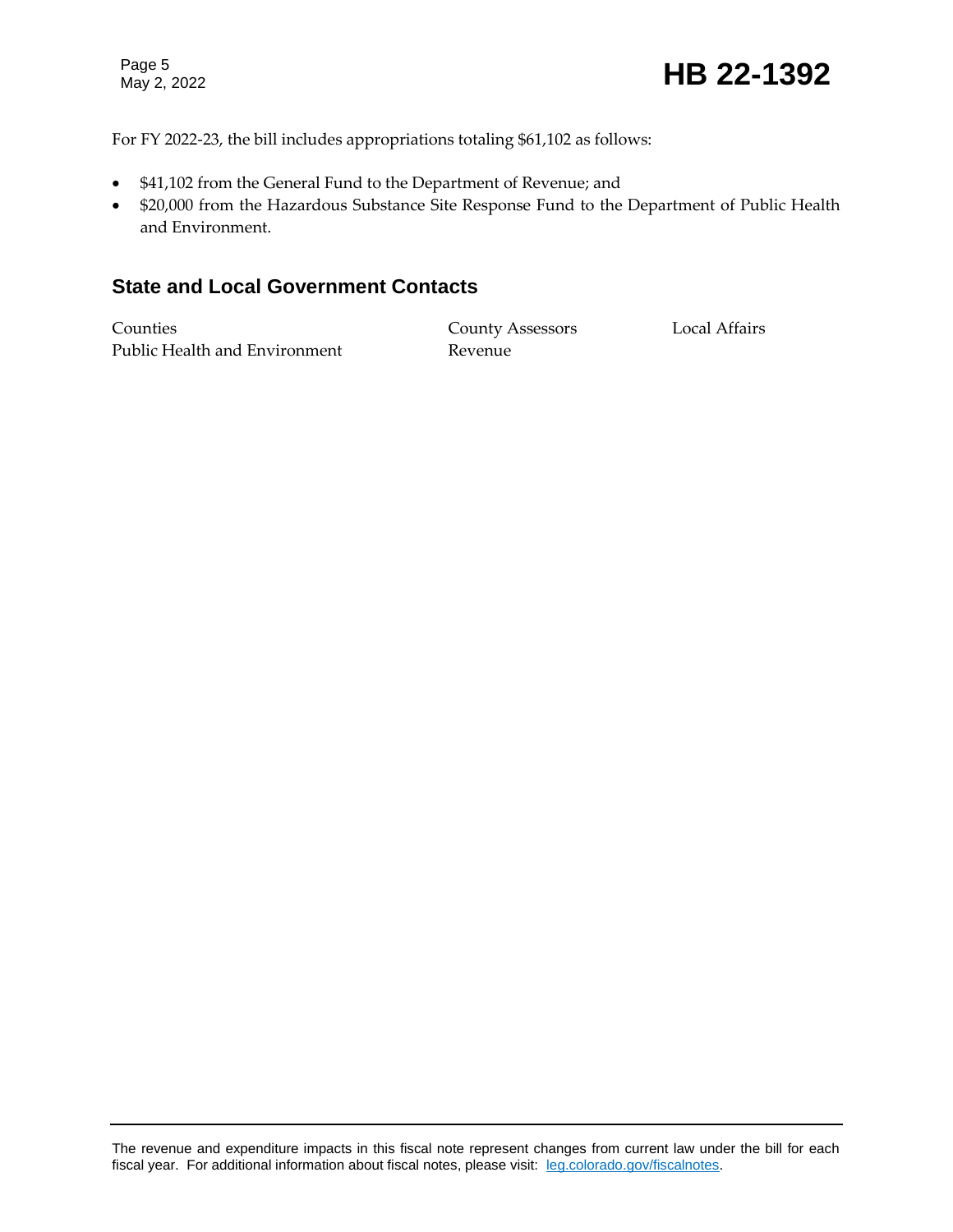For FY 2022-23, the bill includes appropriations totaling $61,102 as follows:

- $41,102 from the General Fund to the Department of Revenue; and
- $20,000 from the Hazardous Substance Site Response Fund to the Department of Public Health and Environment.

## State and Local Government Contacts

Counties
County Assessors
Local Affairs
Public Health and Environment
Revenue

The revenue and expenditure impacts in this fiscal note represent changes from current law under the bill for each fiscal year. For additional information about fiscal notes, please visit: leg.colorado.gov/fiscalnotes.